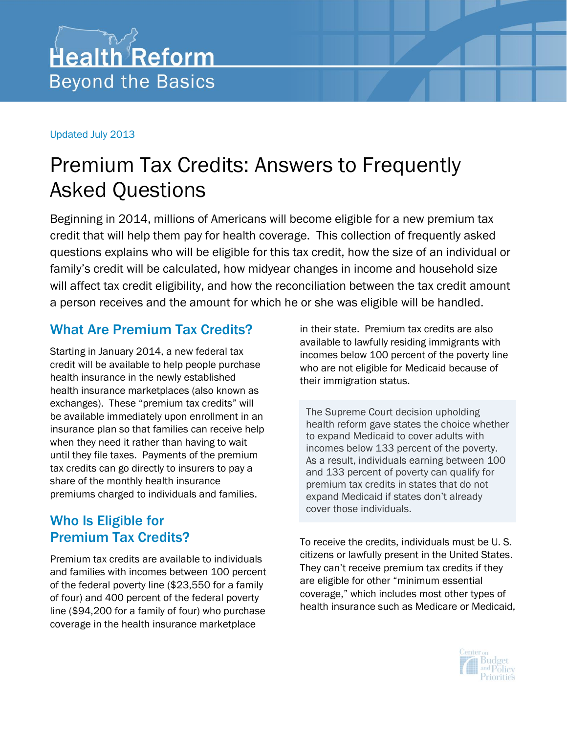# Health Reform

Beyond the Basics

Updated July 2013

# Premium Tax Credits: Answers to Frequently Asked Questions

Beginning in 2014, millions of Americans will become eligible for a new premium tax credit that will help them pay for health coverage. This collection of frequently asked questions explains who will be eligible for this tax credit, how the size of an individual or family's credit will be calculated, how midyear changes in income and household size will affect tax credit eligibility, and how the reconciliation between the tax credit amount a person receives and the amount for which he or she was eligible will be handled.

## What Are Premium Tax Credits?

Starting in January 2014, a new federal tax credit will be available to help people purchase health insurance in the newly established health insurance marketplaces (also known as exchanges). These "premium tax credits" will be available immediately upon enrollment in an insurance plan so that families can receive help when they need it rather than having to wait until they file taxes. Payments of the premium tax credits can go directly to insurers to pay a share of the monthly health insurance premiums charged to individuals and families.

## Who Is Eligible for Premium Tax Credits?

Premium tax credits are available to individuals and families with incomes between 100 percent of the federal poverty line ($23,550 for a family of four) and 400 percent of the federal poverty line ($94,200 for a family of four) who purchase coverage in the health insurance marketplace in their state. Premium tax credits are also available to lawfully residing immigrants with incomes below 100 percent of the poverty line who are not eligible for Medicaid because of their immigration status.

> The Supreme Court decision upholding health reform gave states the choice whether to expand Medicaid to cover adults with incomes below 133 percent of the poverty. As a result, individuals earning between 100 and 133 percent of poverty can qualify for premium tax credits in states that do not expand Medicaid if states don't already cover those individuals.

To receive the credits, individuals must be U. S. citizens or lawfully present in the United States. They can't receive premium tax credits if they are eligible for other "minimum essential coverage," which includes most other types of health insurance such as Medicare or Medicaid,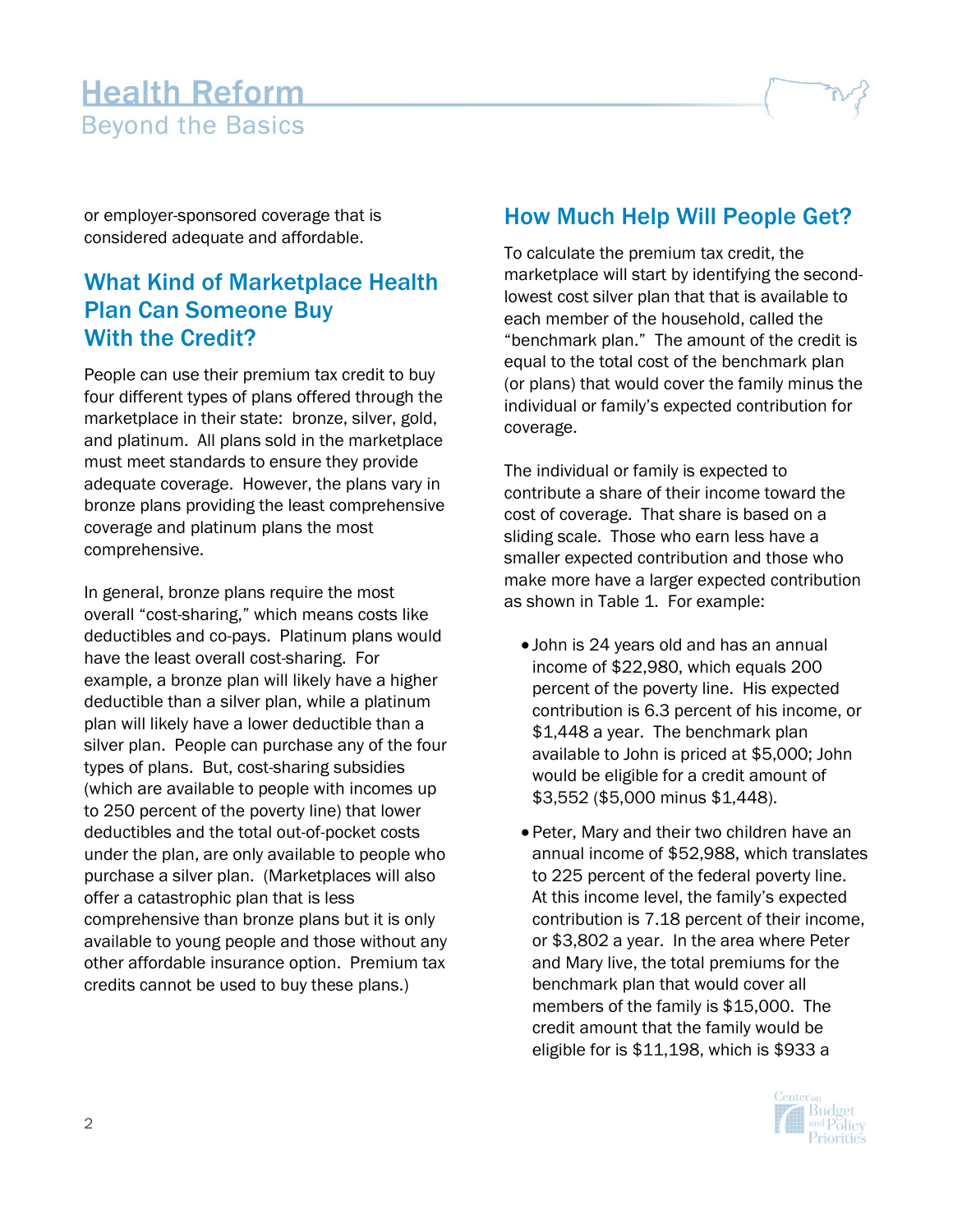or employer-sponsored coverage that is considered adequate and affordable.

## What Kind of Marketplace Health Plan Can Someone Buy With the Credit?

People can use their premium tax credit to buy four different types of plans offered through the marketplace in their state: bronze, silver, gold, and platinum. All plans sold in the marketplace must meet standards to ensure they provide adequate coverage. However, the plans vary in bronze plans providing the least comprehensive coverage and platinum plans the most comprehensive.

In general, bronze plans require the most overall "cost-sharing," which means costs like deductibles and co-pays. Platinum plans would have the least overall cost-sharing. For example, a bronze plan will likely have a higher deductible than a silver plan, while a platinum plan will likely have a lower deductible than a silver plan. People can purchase any of the four types of plans. But, cost-sharing subsidies (which are available to people with incomes up to 250 percent of the poverty line) that lower deductibles and the total out-of-pocket costs under the plan, are only available to people who purchase a silver plan. (Marketplaces will also offer a catastrophic plan that is less comprehensive than bronze plans but it is only available to young people and those without any other affordable insurance option. Premium tax credits cannot be used to buy these plans.)

## How Much Help Will People Get?

To calculate the premium tax credit, the marketplace will start by identifying the second-lowest cost silver plan that that is available to each member of the household, called the "benchmark plan." The amount of the credit is equal to the total cost of the benchmark plan (or plans) that would cover the family minus the individual or family's expected contribution for coverage.

The individual or family is expected to contribute a share of their income toward the cost of coverage. That share is based on a sliding scale. Those who earn less have a smaller expected contribution and those who make more have a larger expected contribution as shown in Table 1. For example:

- John is 24 years old and has an annual income of $22,980, which equals 200 percent of the poverty line. His expected contribution is 6.3 percent of his income, or $1,448 a year. The benchmark plan available to John is priced at $5,000; John would be eligible for a credit amount of $3,552 ($5,000 minus $1,448).
- Peter, Mary and their two children have an annual income of $52,988, which translates to 225 percent of the federal poverty line. At this income level, the family's expected contribution is 7.18 percent of their income, or $3,802 a year. In the area where Peter and Mary live, the total premiums for the benchmark plan that would cover all members of the family is $15,000. The credit amount that the family would be eligible for is $11,198, which is $933 a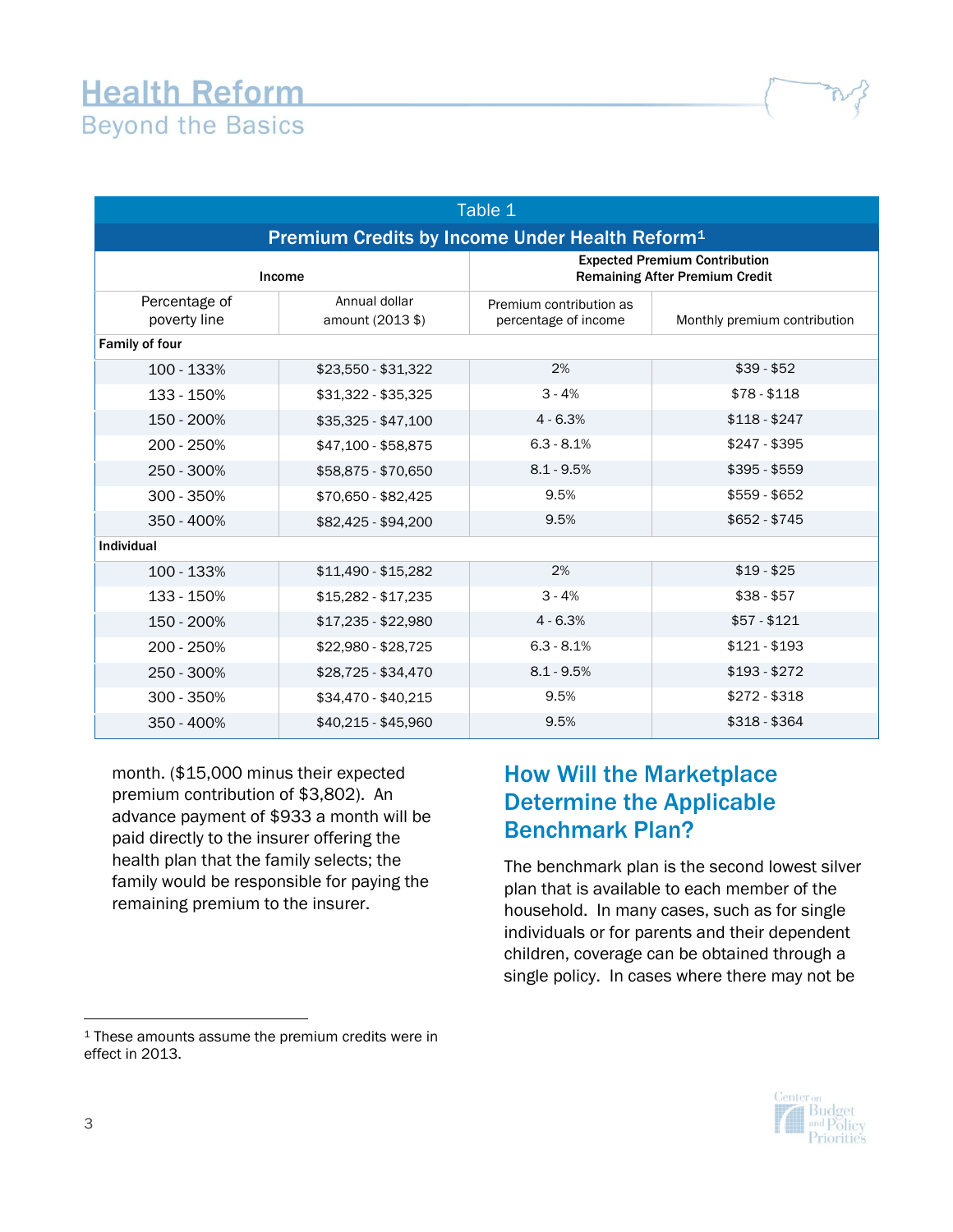| Table 1 | | | |
|---|---|---|---|
| **Premium Credits by Income Under Health Reform**[1] | | | |
| **Income** | | **Expected Premium Contribution Remaining After Premium Credit** | |
| Percentage of poverty line | Annual dollar amount (2013 $) | Premium contribution as percentage of income | Monthly premium contribution |
| **Family of four** | | | |
| 100 - 133% | $23,550 - $31,322 | 2% | $39 - $52 |
| 133 - 150% | $31,322 - $35,325 | 3 - 4% | $78 - $118 |
| 150 - 200% | $35,325 - $47,100 | 4 - 6.3% | $118 - $247 |
| 200 - 250% | $47,100 - $58,875 | 6.3 - 8.1% | $247 - $395 |
| 250 - 300% | $58,875 - $70,650 | 8.1 - 9.5% | $395 - $559 |
| 300 - 350% | $70,650 - $82,425 | 9.5% | $559 - $652 |
| 350 - 400% | $82,425 - $94,200 | 9.5% | $652 - $745 |
| **Individual** | | | |
| 100 - 133% | $11,490 - $15,282 | 2% | $19 - $25 |
| 133 - 150% | $15,282 - $17,235 | 3 - 4% | $38 - $57 |
| 150 - 200% | $17,235 - $22,980 | 4 - 6.3% | $57 - $121 |
| 200 - 250% | $22,980 - $28,725 | 6.3 - 8.1% | $121 - $193 |
| 250 - 300% | $28,725 - $34,470 | 8.1 - 9.5% | $193 - $272 |
| 300 - 350% | $34,470 - $40,215 | 9.5% | $272 - $318 |
| 350 - 400% | $40,215 - $45,960 | 9.5% | $318 - $364 |

month. ($15,000 minus their expected premium contribution of $3,802). An advance payment of $933 a month will be paid directly to the insurer offering the health plan that the family selects; the family would be responsible for paying the remaining premium to the insurer.

## How Will the Marketplace Determine the Applicable Benchmark Plan?

The benchmark plan is the second lowest silver plan that is available to each member of the household. In many cases, such as for single individuals or for parents and their dependent children, coverage can be obtained through a single policy. In cases where there may not be

[1] These amounts assume the premium credits were in effect in 2013.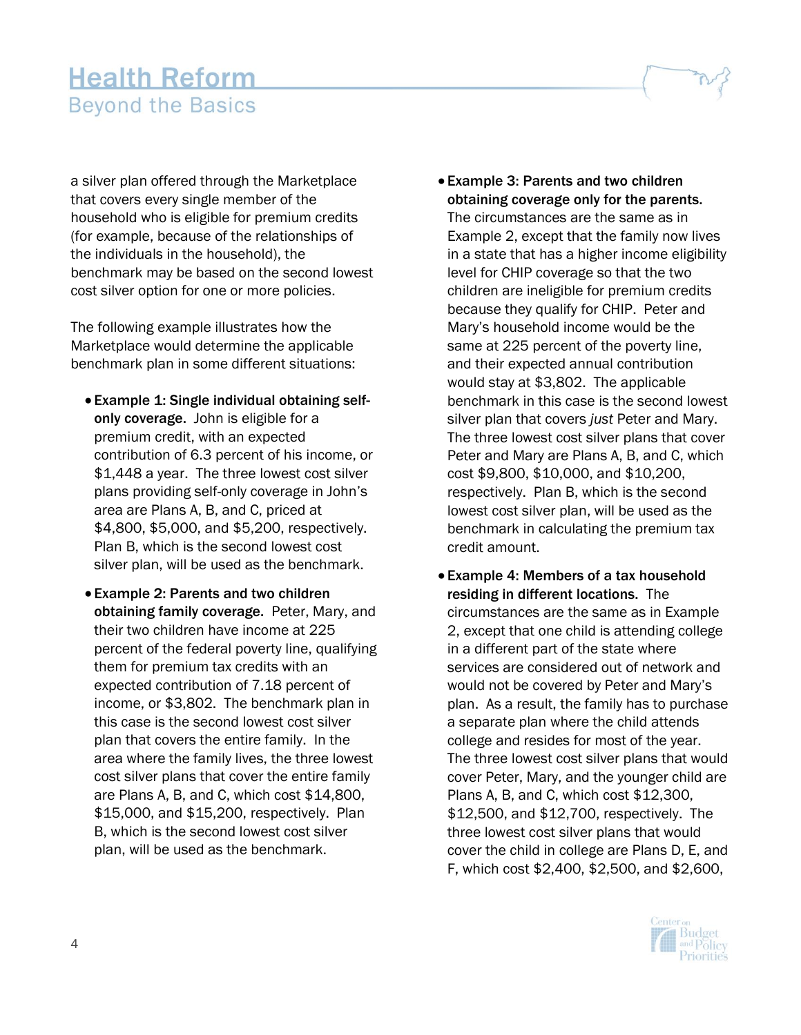a silver plan offered through the Marketplace that covers every single member of the household who is eligible for premium credits (for example, because of the relationships of the individuals in the household), the benchmark may be based on the second lowest cost silver option for one or more policies.

The following example illustrates how the Marketplace would determine the applicable benchmark plan in some different situations:

- **Example 1: Single individual obtaining self-only coverage.** John is eligible for a premium credit, with an expected contribution of 6.3 percent of his income, or $1,448 a year. The three lowest cost silver plans providing self-only coverage in John's area are Plans A, B, and C, priced at $4,800, $5,000, and $5,200, respectively. Plan B, which is the second lowest cost silver plan, will be used as the benchmark.

- **Example 2: Parents and two children obtaining family coverage.** Peter, Mary, and their two children have income at 225 percent of the federal poverty line, qualifying them for premium tax credits with an expected contribution of 7.18 percent of income, or $3,802. The benchmark plan in this case is the second lowest cost silver plan that covers the entire family. In the area where the family lives, the three lowest cost silver plans that cover the entire family are Plans A, B, and C, which cost $14,800, $15,000, and $15,200, respectively. Plan B, which is the second lowest cost silver plan, will be used as the benchmark.

- **Example 3: Parents and two children obtaining coverage only for the parents.** The circumstances are the same as in Example 2, except that the family now lives in a state that has a higher income eligibility level for CHIP coverage so that the two children are ineligible for premium credits because they qualify for CHIP. Peter and Mary's household income would be the same at 225 percent of the poverty line, and their expected annual contribution would stay at $3,802. The applicable benchmark in this case is the second lowest silver plan that covers *just* Peter and Mary. The three lowest cost silver plans that cover Peter and Mary are Plans A, B, and C, which cost $9,800, $10,000, and $10,200, respectively. Plan B, which is the second lowest cost silver plan, will be used as the benchmark in calculating the premium tax credit amount.

- **Example 4: Members of a tax household residing in different locations.** The circumstances are the same as in Example 2, except that one child is attending college in a different part of the state where services are considered out of network and would not be covered by Peter and Mary's plan. As a result, the family has to purchase a separate plan where the child attends college and resides for most of the year. The three lowest cost silver plans that would cover Peter, Mary, and the younger child are Plans A, B, and C, which cost $12,300, $12,500, and $12,700, respectively. The three lowest cost silver plans that would cover the child in college are Plans D, E, and F, which cost $2,400, $2,500, and $2,600,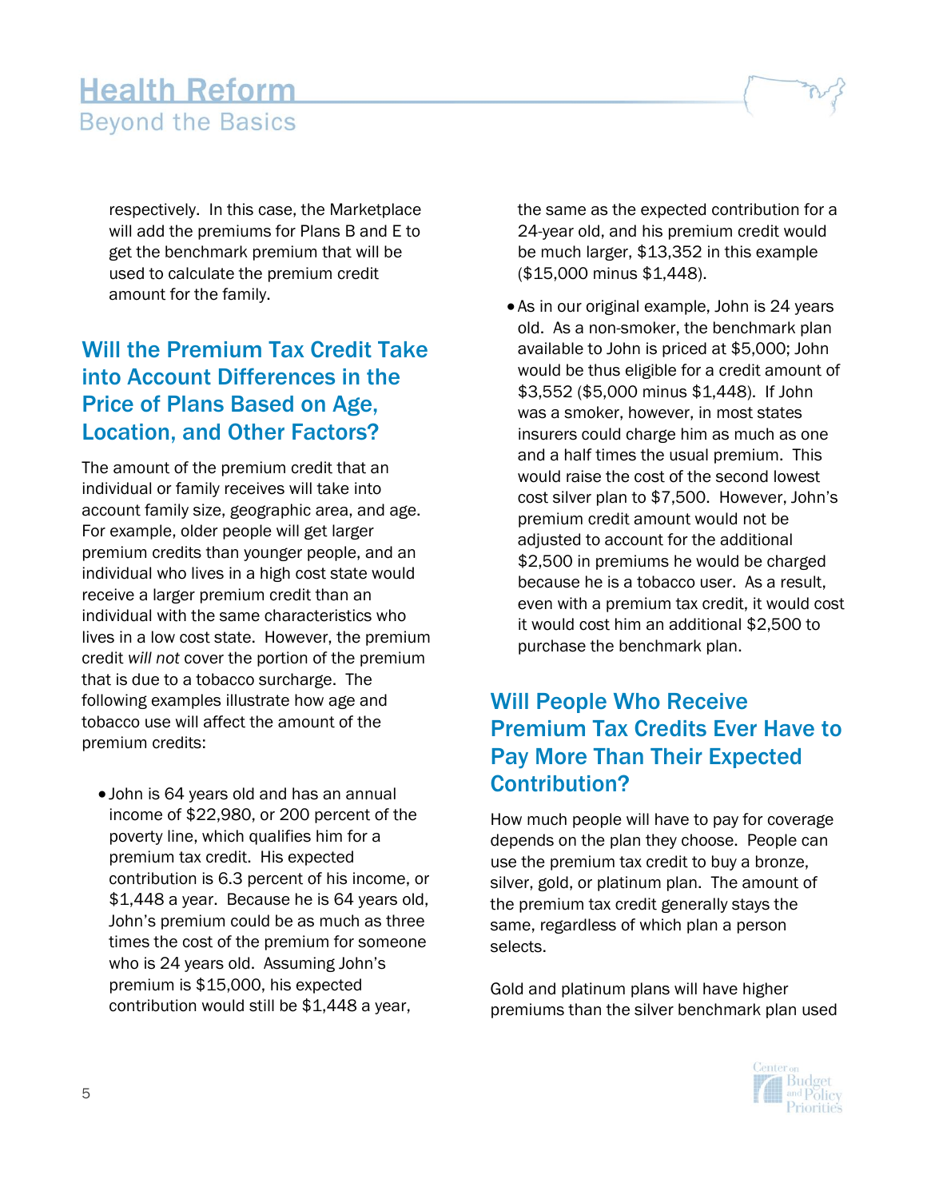respectively. In this case, the Marketplace will add the premiums for Plans B and E to get the benchmark premium that will be used to calculate the premium credit amount for the family.

## Will the Premium Tax Credit Take into Account Differences in the Price of Plans Based on Age, Location, and Other Factors?

The amount of the premium credit that an individual or family receives will take into account family size, geographic area, and age. For example, older people will get larger premium credits than younger people, and an individual who lives in a high cost state would receive a larger premium credit than an individual with the same characteristics who lives in a low cost state. However, the premium credit *will not* cover the portion of the premium that is due to a tobacco surcharge. The following examples illustrate how age and tobacco use will affect the amount of the premium credits:

- John is 64 years old and has an annual income of $22,980, or 200 percent of the poverty line, which qualifies him for a premium tax credit. His expected contribution is 6.3 percent of his income, or $1,448 a year. Because he is 64 years old, John's premium could be as much as three times the cost of the premium for someone who is 24 years old. Assuming John's premium is $15,000, his expected contribution would still be $1,448 a year, the same as the expected contribution for a 24-year old, and his premium credit would be much larger, $13,352 in this example ($15,000 minus $1,448).
- As in our original example, John is 24 years old. As a non-smoker, the benchmark plan available to John is priced at $5,000; John would be thus eligible for a credit amount of $3,552 ($5,000 minus $1,448). If John was a smoker, however, in most states insurers could charge him as much as one and a half times the usual premium. This would raise the cost of the second lowest cost silver plan to $7,500. However, John's premium credit amount would not be adjusted to account for the additional $2,500 in premiums he would be charged because he is a tobacco user. As a result, even with a premium tax credit, it would cost it would cost him an additional $2,500 to purchase the benchmark plan.

## Will People Who Receive Premium Tax Credits Ever Have to Pay More Than Their Expected Contribution?

How much people will have to pay for coverage depends on the plan they choose. People can use the premium tax credit to buy a bronze, silver, gold, or platinum plan. The amount of the premium tax credit generally stays the same, regardless of which plan a person selects.

Gold and platinum plans will have higher premiums than the silver benchmark plan used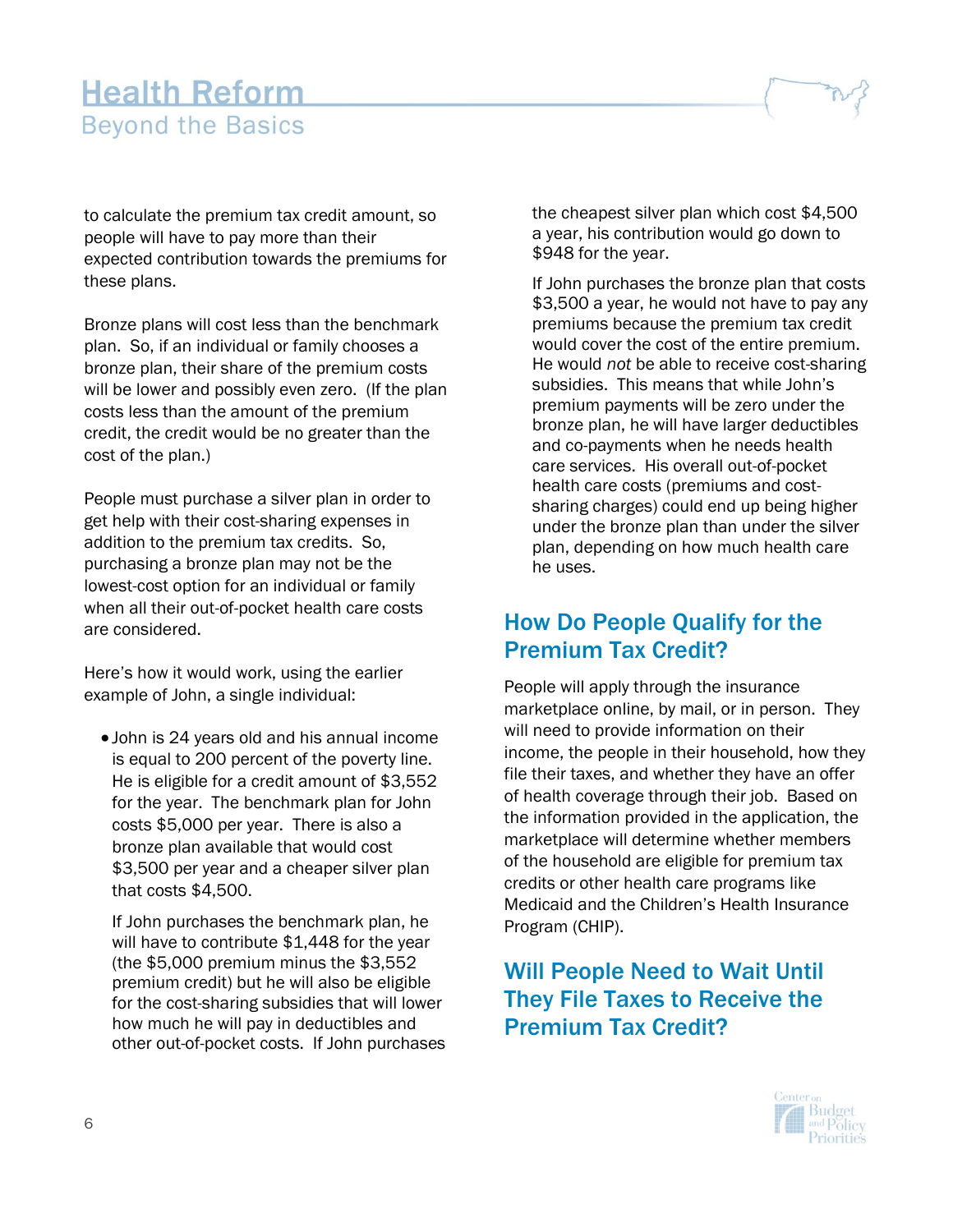to calculate the premium tax credit amount, so people will have to pay more than their expected contribution towards the premiums for these plans.

Bronze plans will cost less than the benchmark plan. So, if an individual or family chooses a bronze plan, their share of the premium costs will be lower and possibly even zero. (If the plan costs less than the amount of the premium credit, the credit would be no greater than the cost of the plan.)

People must purchase a silver plan in order to get help with their cost-sharing expenses in addition to the premium tax credits. So, purchasing a bronze plan may not be the lowest-cost option for an individual or family when all their out-of-pocket health care costs are considered.

Here's how it would work, using the earlier example of John, a single individual:

- John is 24 years old and his annual income is equal to 200 percent of the poverty line. He is eligible for a credit amount of $3,552 for the year. The benchmark plan for John costs $5,000 per year. There is also a bronze plan available that would cost $3,500 per year and a cheaper silver plan that costs $4,500.

  If John purchases the benchmark plan, he will have to contribute $1,448 for the year (the $5,000 premium minus the $3,552 premium credit) but he will also be eligible for the cost-sharing subsidies that will lower how much he will pay in deductibles and other out-of-pocket costs. If John purchases the cheapest silver plan which cost $4,500 a year, his contribution would go down to $948 for the year.

  If John purchases the bronze plan that costs $3,500 a year, he would not have to pay any premiums because the premium tax credit would cover the cost of the entire premium. He would *not* be able to receive cost-sharing subsidies. This means that while John's premium payments will be zero under the bronze plan, he will have larger deductibles and co-payments when he needs health care services. His overall out-of-pocket health care costs (premiums and cost-sharing charges) could end up being higher under the bronze plan than under the silver plan, depending on how much health care he uses.

## How Do People Qualify for the Premium Tax Credit?

People will apply through the insurance marketplace online, by mail, or in person. They will need to provide information on their income, the people in their household, how they file their taxes, and whether they have an offer of health coverage through their job. Based on the information provided in the application, the marketplace will determine whether members of the household are eligible for premium tax credits or other health care programs like Medicaid and the Children's Health Insurance Program (CHIP).

## Will People Need to Wait Until They File Taxes to Receive the Premium Tax Credit?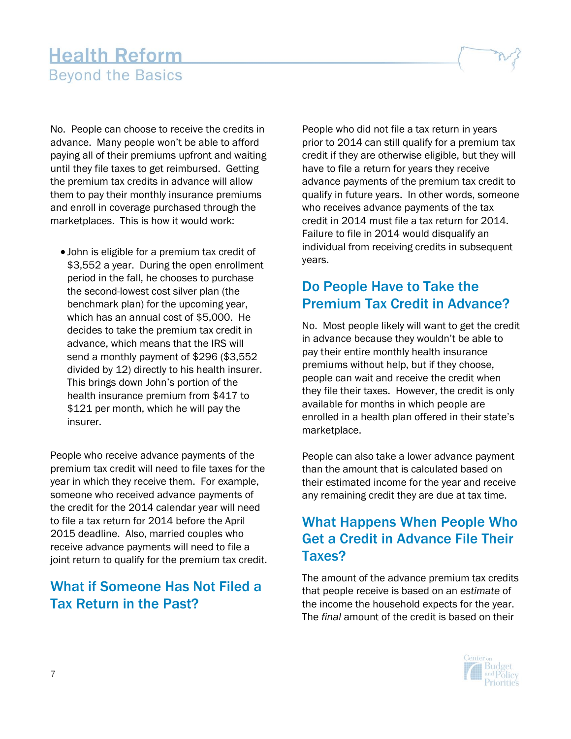No. People can choose to receive the credits in advance. Many people won't be able to afford paying all of their premiums upfront and waiting until they file taxes to get reimbursed. Getting the premium tax credits in advance will allow them to pay their monthly insurance premiums and enroll in coverage purchased through the marketplaces. This is how it would work:

- John is eligible for a premium tax credit of $3,552 a year. During the open enrollment period in the fall, he chooses to purchase the second-lowest cost silver plan (the benchmark plan) for the upcoming year, which has an annual cost of $5,000. He decides to take the premium tax credit in advance, which means that the IRS will send a monthly payment of $296 ($3,552 divided by 12) directly to his health insurer. This brings down John's portion of the health insurance premium from $417 to $121 per month, which he will pay the insurer.

People who receive advance payments of the premium tax credit will need to file taxes for the year in which they receive them. For example, someone who received advance payments of the credit for the 2014 calendar year will need to file a tax return for 2014 before the April 2015 deadline. Also, married couples who receive advance payments will need to file a joint return to qualify for the premium tax credit.

## What if Someone Has Not Filed a Tax Return in the Past?

People who did not file a tax return in years prior to 2014 can still qualify for a premium tax credit if they are otherwise eligible, but they will have to file a return for years they receive advance payments of the premium tax credit to qualify in future years. In other words, someone who receives advance payments of the tax credit in 2014 must file a tax return for 2014. Failure to file in 2014 would disqualify an individual from receiving credits in subsequent years.

## Do People Have to Take the Premium Tax Credit in Advance?

No. Most people likely will want to get the credit in advance because they wouldn't be able to pay their entire monthly health insurance premiums without help, but if they choose, people can wait and receive the credit when they file their taxes. However, the credit is only available for months in which people are enrolled in a health plan offered in their state's marketplace.

People can also take a lower advance payment than the amount that is calculated based on their estimated income for the year and receive any remaining credit they are due at tax time.

## What Happens When People Who Get a Credit in Advance File Their Taxes?

The amount of the advance premium tax credits that people receive is based on an *estimate* of the income the household expects for the year. The *final* amount of the credit is based on their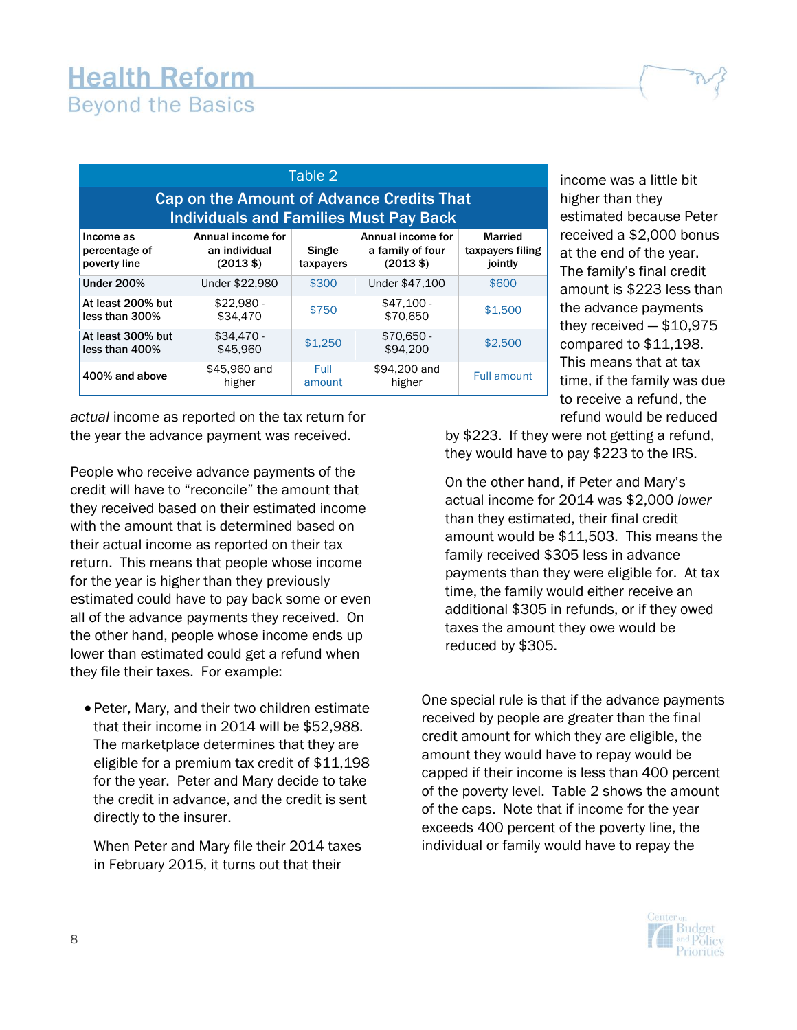| Income as percentage of poverty line | Annual income for an individual (2013 $) | Single taxpayers | Annual income for a family of four (2013 $) | Married taxpayers filing jointly |
|---|---|---|---|---|
| **Under 200%** | Under $22,980 | $300 | Under $47,100 | $600 |
| **At least 200% but less than 300%** | $22,980 - $34,470 | $750 | $47,100 - $70,650 | $1,500 |
| **At least 300% but less than 400%** | $34,470 - $45,960 | $1,250 | $70,650 - $94,200 | $2,500 |
| **400% and above** | $45,960 and higher | Full amount | $94,200 and higher | Full amount |

Table 2: Cap on the Amount of Advance Credits That Individuals and Families Must Pay Back

*actual* income as reported on the tax return for the year the advance payment was received.

People who receive advance payments of the credit will have to "reconcile" the amount that they received based on their estimated income with the amount that is determined based on their actual income as reported on their tax return. This means that people whose income for the year is higher than they previously estimated could have to pay back some or even all of the advance payments they received. On the other hand, people whose income ends up lower than estimated could get a refund when they file their taxes. For example:

- Peter, Mary, and their two children estimate that their income in 2014 will be $52,988. The marketplace determines that they are eligible for a premium tax credit of $11,198 for the year. Peter and Mary decide to take the credit in advance, and the credit is sent directly to the insurer.

  When Peter and Mary file their 2014 taxes in February 2015, it turns out that their income was a little bit higher than they estimated because Peter received a $2,000 bonus at the end of the year. The family's final credit amount is $223 less than the advance payments they received — $10,975 compared to $11,198. This means that at tax time, if the family was due to receive a refund, the refund would be reduced by $223. If they were not getting a refund, they would have to pay $223 to the IRS.

  On the other hand, if Peter and Mary's actual income for 2014 was $2,000 *lower* than they estimated, their final credit amount would be $11,503. This means the family received $305 less in advance payments than they were eligible for. At tax time, the family would either receive an additional $305 in refunds, or if they owed taxes the amount they owe would be reduced by $305.

One special rule is that if the advance payments received by people are greater than the final credit amount for which they are eligible, the amount they would have to repay would be capped if their income is less than 400 percent of the poverty level. Table 2 shows the amount of the caps. Note that if income for the year exceeds 400 percent of the poverty line, the individual or family would have to repay the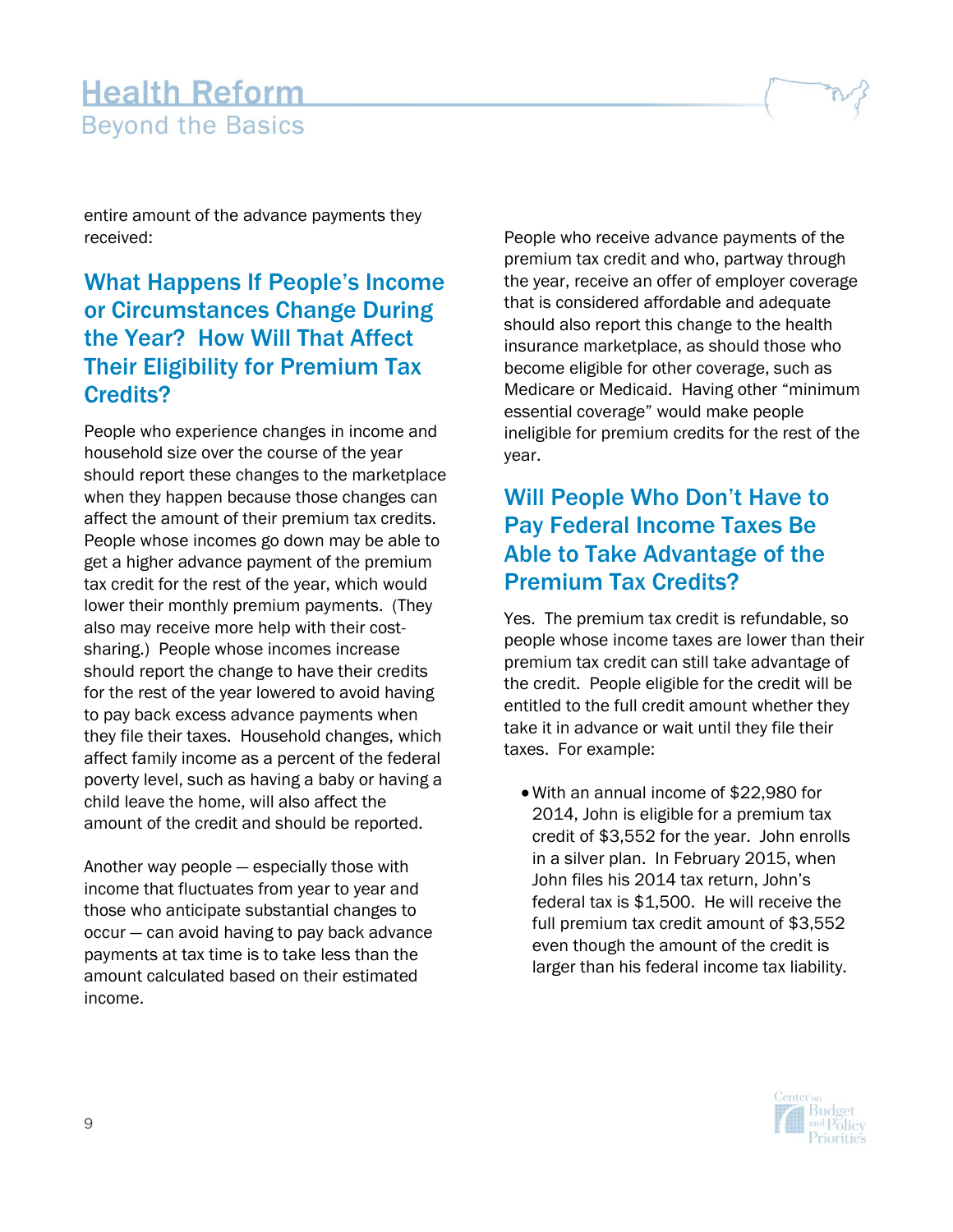entire amount of the advance payments they received:

## What Happens If People's Income or Circumstances Change During the Year? How Will That Affect Their Eligibility for Premium Tax Credits?

People who experience changes in income and household size over the course of the year should report these changes to the marketplace when they happen because those changes can affect the amount of their premium tax credits. People whose incomes go down may be able to get a higher advance payment of the premium tax credit for the rest of the year, which would lower their monthly premium payments. (They also may receive more help with their cost-sharing.) People whose incomes increase should report the change to have their credits for the rest of the year lowered to avoid having to pay back excess advance payments when they file their taxes. Household changes, which affect family income as a percent of the federal poverty level, such as having a baby or having a child leave the home, will also affect the amount of the credit and should be reported.

Another way people — especially those with income that fluctuates from year to year and those who anticipate substantial changes to occur — can avoid having to pay back advance payments at tax time is to take less than the amount calculated based on their estimated income.

People who receive advance payments of the premium tax credit and who, partway through the year, receive an offer of employer coverage that is considered affordable and adequate should also report this change to the health insurance marketplace, as should those who become eligible for other coverage, such as Medicare or Medicaid. Having other "minimum essential coverage" would make people ineligible for premium credits for the rest of the year.

## Will People Who Don't Have to Pay Federal Income Taxes Be Able to Take Advantage of the Premium Tax Credits?

Yes. The premium tax credit is refundable, so people whose income taxes are lower than their premium tax credit can still take advantage of the credit. People eligible for the credit will be entitled to the full credit amount whether they take it in advance or wait until they file their taxes. For example:

- With an annual income of $22,980 for 2014, John is eligible for a premium tax credit of $3,552 for the year. John enrolls in a silver plan. In February 2015, when John files his 2014 tax return, John's federal tax is $1,500. He will receive the full premium tax credit amount of $3,552 even though the amount of the credit is larger than his federal income tax liability.